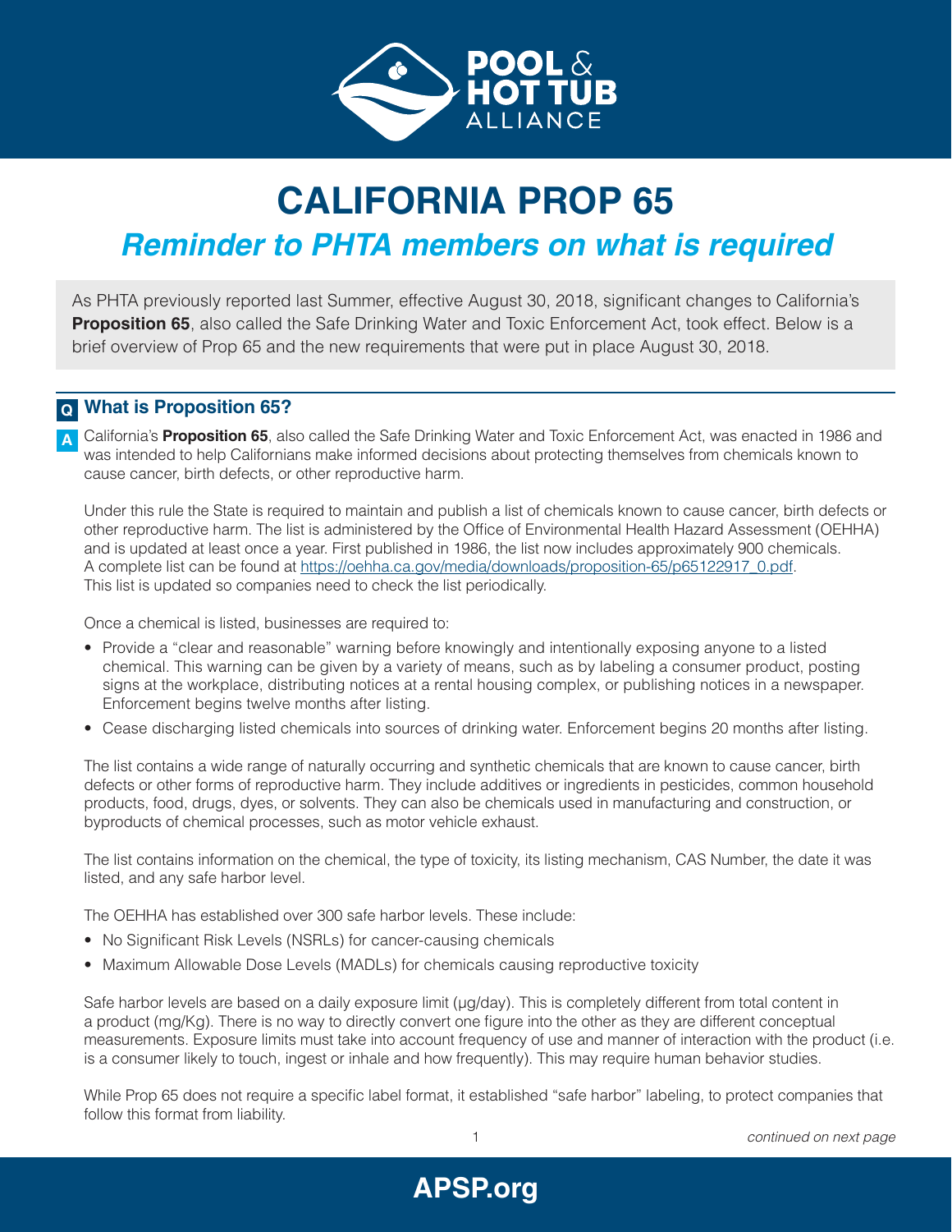# CALIFORNIA PROP 65

## *Reminder to PHTA members on what is required*

As PHTA previously reported last Summer, effective August 30, 2018, significant changes to California's **Proposition 65**, also called the Safe Drinking Water and Toxic Enforcement Act, took effect. Below is a brief overview of Prop 65 and the new requirements that were put in place August 30, 2018.

### Q What is Proposition 65?

**A** California's **Proposition 65**, also called the Safe Drinking Water and Toxic Enforcement Act, was enacted in 1986 and was intended to help Californians make informed decisions about protecting themselves from chemicals known to cause cancer, birth defects, or other reproductive harm.

Under this rule the State is required to maintain and publish a list of chemicals known to cause cancer, birth defects or other reproductive harm. The list is administered by the Office of Environmental Health Hazard Assessment (OEHHA) and is updated at least once a year. First published in 1986, the list now includes approximately 900 chemicals. A complete list can be found at https://oehha.ca.gov/media/downloads/proposition-65/p65122917_0.pdf. This list is updated so companies need to check the list periodically.

Once a chemical is listed, businesses are required to:

- Provide a "clear and reasonable" warning before knowingly and intentionally exposing anyone to a listed chemical. This warning can be given by a variety of means, such as by labeling a consumer product, posting signs at the workplace, distributing notices at a rental housing complex, or publishing notices in a newspaper. Enforcement begins twelve months after listing.
- Cease discharging listed chemicals into sources of drinking water. Enforcement begins 20 months after listing.

The list contains a wide range of naturally occurring and synthetic chemicals that are known to cause cancer, birth defects or other forms of reproductive harm. They include additives or ingredients in pesticides, common household products, food, drugs, dyes, or solvents. They can also be chemicals used in manufacturing and construction, or byproducts of chemical processes, such as motor vehicle exhaust.

The list contains information on the chemical, the type of toxicity, its listing mechanism, CAS Number, the date it was listed, and any safe harbor level.

The OEHHA has established over 300 safe harbor levels. These include:

- No Significant Risk Levels (NSRLs) for cancer-causing chemicals
- Maximum Allowable Dose Levels (MADLs) for chemicals causing reproductive toxicity

Safe harbor levels are based on a daily exposure limit (µg/day). This is completely different from total content in a product (mg/Kg). There is no way to directly convert one figure into the other as they are different conceptual measurements. Exposure limits must take into account frequency of use and manner of interaction with the product (i.e. is a consumer likely to touch, ingest or inhale and how frequently). This may require human behavior studies.

While Prop 65 does not require a specific label format, it established "safe harbor" labeling, to protect companies that follow this format from liability.

*continued on next page*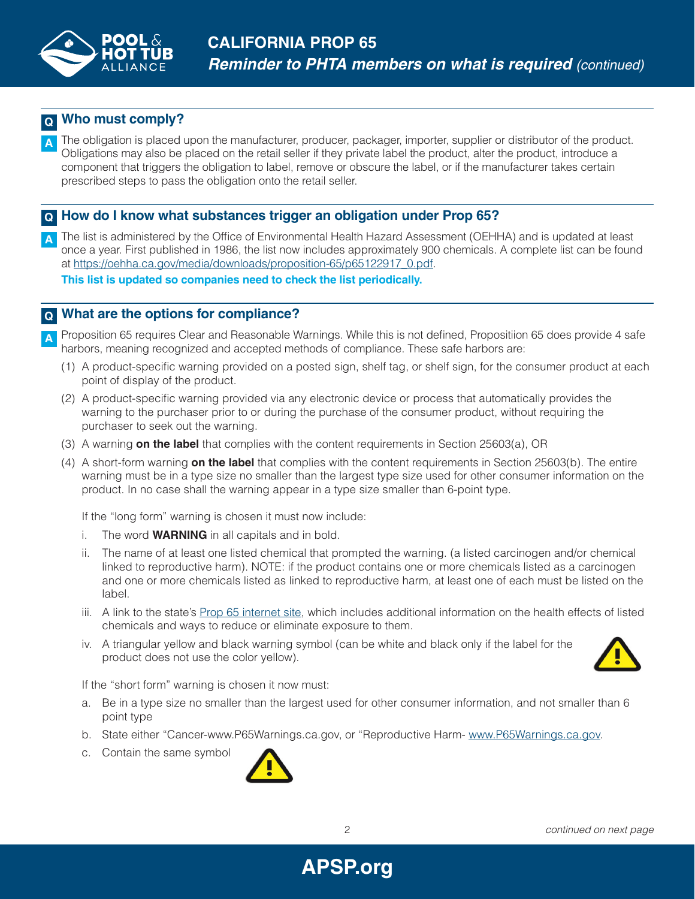## Q Who must comply?

**A** The obligation is placed upon the manufacturer, producer, packager, importer, supplier or distributor of the product. Obligations may also be placed on the retail seller if they private label the product, alter the product, introduce a component that triggers the obligation to label, remove or obscure the label, or if the manufacturer takes certain prescribed steps to pass the obligation onto the retail seller.

## Q How do I know what substances trigger an obligation under Prop 65?

**A** The list is administered by the Office of Environmental Health Hazard Assessment (OEHHA) and is updated at least once a year. First published in 1986, the list now includes approximately 900 chemicals. A complete list can be found at [https://oehha.ca.gov/media/downloads/proposition-65/p65122917_0.pdf](https://oehha.ca.gov/media/downloads/proposition-65/p65122917_0.pdf).

**This list is updated so companies need to check the list periodically.**

## Q What are the options for compliance?

**A** Proposition 65 requires Clear and Reasonable Warnings. While this is not defined, Propositiion 65 does provide 4 safe harbors, meaning recognized and accepted methods of compliance. These safe harbors are:

(1) A product-specific warning provided on a posted sign, shelf tag, or shelf sign, for the consumer product at each point of display of the product.

(2) A product-specific warning provided via any electronic device or process that automatically provides the warning to the purchaser prior to or during the purchase of the consumer product, without requiring the purchaser to seek out the warning.

(3) A warning **on the label** that complies with the content requirements in Section 25603(a), OR

(4) A short-form warning **on the label** that complies with the content requirements in Section 25603(b). The entire warning must be in a type size no smaller than the largest type size used for other consumer information on the product. In no case shall the warning appear in a type size smaller than 6-point type.

If the "long form" warning is chosen it must now include:

i. The word **WARNING** in all capitals and in bold.

ii. The name of at least one listed chemical that prompted the warning. (a listed carcinogen and/or chemical linked to reproductive harm). NOTE: if the product contains one or more chemicals listed as a carcinogen and one or more chemicals listed as linked to reproductive harm, at least one of each must be listed on the label.

iii. A link to the state's Prop 65 internet site, which includes additional information on the health effects of listed chemicals and ways to reduce or eliminate exposure to them.

iv. A triangular yellow and black warning symbol (can be white and black only if the label for the product does not use the color yellow).

If the "short form" warning is chosen it now must:

a. Be in a type size no smaller than the largest used for other consumer information, and not smaller than 6 point type

b. State either "Cancer-www.P65Warnings.ca.gov, or "Reproductive Harm- [www.P65Warnings.ca.gov](http://www.P65Warnings.ca.gov).

c. Contain the same symbol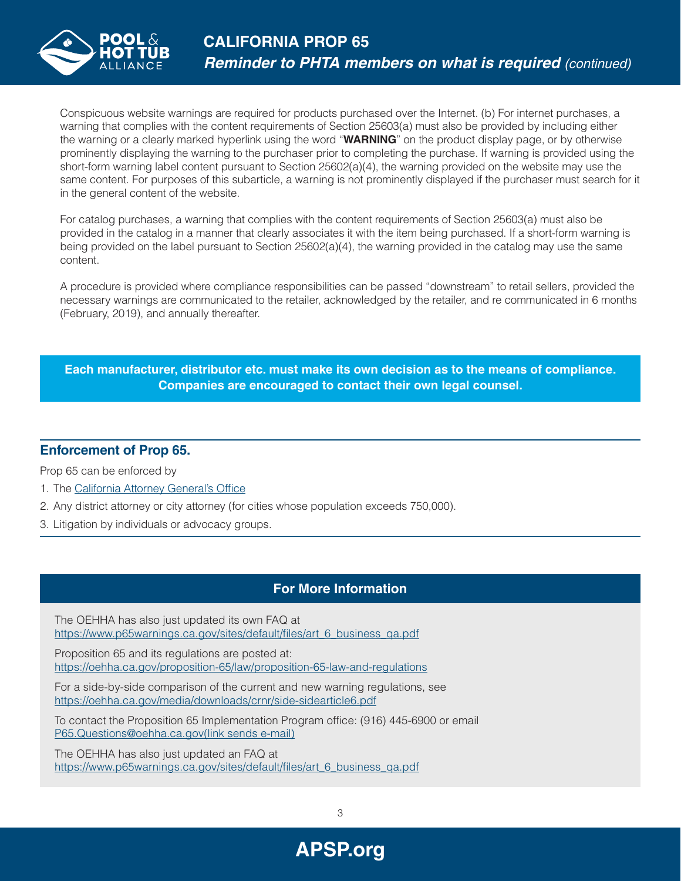Conspicuous website warnings are required for products purchased over the Internet. (b) For internet purchases, a warning that complies with the content requirements of Section 25603(a) must also be provided by including either the warning or a clearly marked hyperlink using the word "**WARNING**" on the product display page, or by otherwise prominently displaying the warning to the purchaser prior to completing the purchase. If warning is provided using the short-form warning label content pursuant to Section 25602(a)(4), the warning provided on the website may use the same content. For purposes of this subarticle, a warning is not prominently displayed if the purchaser must search for it in the general content of the website.

For catalog purchases, a warning that complies with the content requirements of Section 25603(a) must also be provided in the catalog in a manner that clearly associates it with the item being purchased. If a short-form warning is being provided on the label pursuant to Section 25602(a)(4), the warning provided in the catalog may use the same content.

A procedure is provided where compliance responsibilities can be passed "downstream" to retail sellers, provided the necessary warnings are communicated to the retailer, acknowledged by the retailer, and re communicated in 6 months (February, 2019), and annually thereafter.

**Each manufacturer, distributor etc. must make its own decision as to the means of compliance. Companies are encouraged to contact their own legal counsel.**

## Enforcement of Prop 65.

Prop 65 can be enforced by

1. The California Attorney General's Office
2. Any district attorney or city attorney (for cities whose population exceeds 750,000).
3. Litigation by individuals or advocacy groups.

## For More Information

The OEHHA has also just updated its own FAQ at https://www.p65warnings.ca.gov/sites/default/files/art_6_business_qa.pdf

Proposition 65 and its regulations are posted at: https://oehha.ca.gov/proposition-65/law/proposition-65-law-and-regulations

For a side-by-side comparison of the current and new warning regulations, see https://oehha.ca.gov/media/downloads/crnr/side-sidearticle6.pdf

To contact the Proposition 65 Implementation Program office: (916) 445-6900 or email P65.Questions@oehha.ca.gov(link sends e-mail)

The OEHHA has also just updated an FAQ at https://www.p65warnings.ca.gov/sites/default/files/art_6_business_qa.pdf